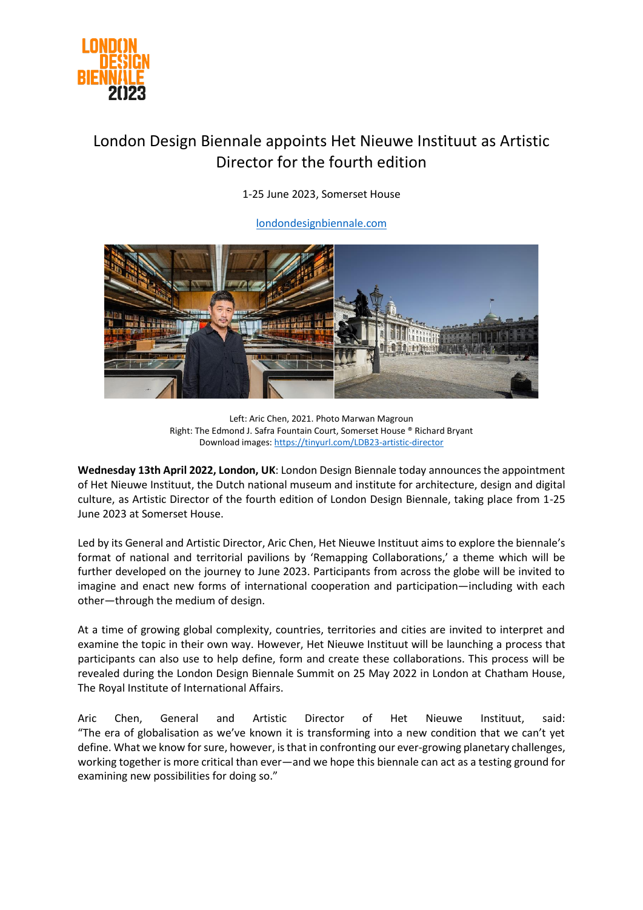# London Design Biennale appoints Het Nieuwe Instituut as Artistic Director for the fourth edition

1-25 June 2023, Somerset House

londondesignbiennale.com

Left: Aric Chen, 2021. Photo Marwan Magroun
Right: The Edmond J. Safra Fountain Court, Somerset House ® Richard Bryant
Download images: https://tinyurl.com/LDB23-artistic-director

**Wednesday 13th April 2022, London, UK**: London Design Biennale today announces the appointment of Het Nieuwe Instituut, the Dutch national museum and institute for architecture, design and digital culture, as Artistic Director of the fourth edition of London Design Biennale, taking place from 1-25 June 2023 at Somerset House.

Led by its General and Artistic Director, Aric Chen, Het Nieuwe Instituut aims to explore the biennale's format of national and territorial pavilions by 'Remapping Collaborations,' a theme which will be further developed on the journey to June 2023. Participants from across the globe will be invited to imagine and enact new forms of international cooperation and participation—including with each other—through the medium of design.

At a time of growing global complexity, countries, territories and cities are invited to interpret and examine the topic in their own way. However, Het Nieuwe Instituut will be launching a process that participants can also use to help define, form and create these collaborations. This process will be revealed during the London Design Biennale Summit on 25 May 2022 in London at Chatham House, The Royal Institute of International Affairs.

Aric Chen, General and Artistic Director of Het Nieuwe Instituut, said: "The era of globalisation as we've known it is transforming into a new condition that we can't yet define. What we know for sure, however, is that in confronting our ever-growing planetary challenges, working together is more critical than ever—and we hope this biennale can act as a testing ground for examining new possibilities for doing so."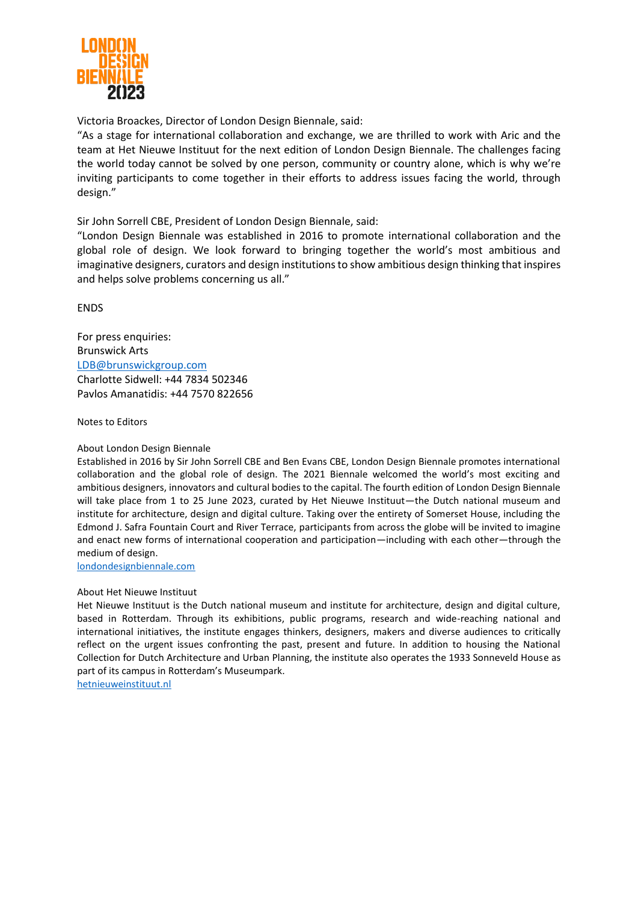Victoria Broackes, Director of London Design Biennale, said:

"As a stage for international collaboration and exchange, we are thrilled to work with Aric and the team at Het Nieuwe Instituut for the next edition of London Design Biennale. The challenges facing the world today cannot be solved by one person, community or country alone, which is why we're inviting participants to come together in their efforts to address issues facing the world, through design."

Sir John Sorrell CBE, President of London Design Biennale, said:

"London Design Biennale was established in 2016 to promote international collaboration and the global role of design. We look forward to bringing together the world's most ambitious and imaginative designers, curators and design institutions to show ambitious design thinking that inspires and helps solve problems concerning us all."

ENDS

For press enquiries:
Brunswick Arts
LDB@brunswickgroup.com
Charlotte Sidwell: +44 7834 502346
Pavlos Amanatidis: +44 7570 822656

Notes to Editors

About London Design Biennale

Established in 2016 by Sir John Sorrell CBE and Ben Evans CBE, London Design Biennale promotes international collaboration and the global role of design. The 2021 Biennale welcomed the world's most exciting and ambitious designers, innovators and cultural bodies to the capital. The fourth edition of London Design Biennale will take place from 1 to 25 June 2023, curated by Het Nieuwe Instituut—the Dutch national museum and institute for architecture, design and digital culture. Taking over the entirety of Somerset House, including the Edmond J. Safra Fountain Court and River Terrace, participants from across the globe will be invited to imagine and enact new forms of international cooperation and participation—including with each other—through the medium of design.

londondesignbiennale.com

About Het Nieuwe Instituut

Het Nieuwe Instituut is the Dutch national museum and institute for architecture, design and digital culture, based in Rotterdam. Through its exhibitions, public programs, research and wide-reaching national and international initiatives, the institute engages thinkers, designers, makers and diverse audiences to critically reflect on the urgent issues confronting the past, present and future. In addition to housing the National Collection for Dutch Architecture and Urban Planning, the institute also operates the 1933 Sonneveld House as part of its campus in Rotterdam's Museumpark.

hetnieuweinstituut.nl